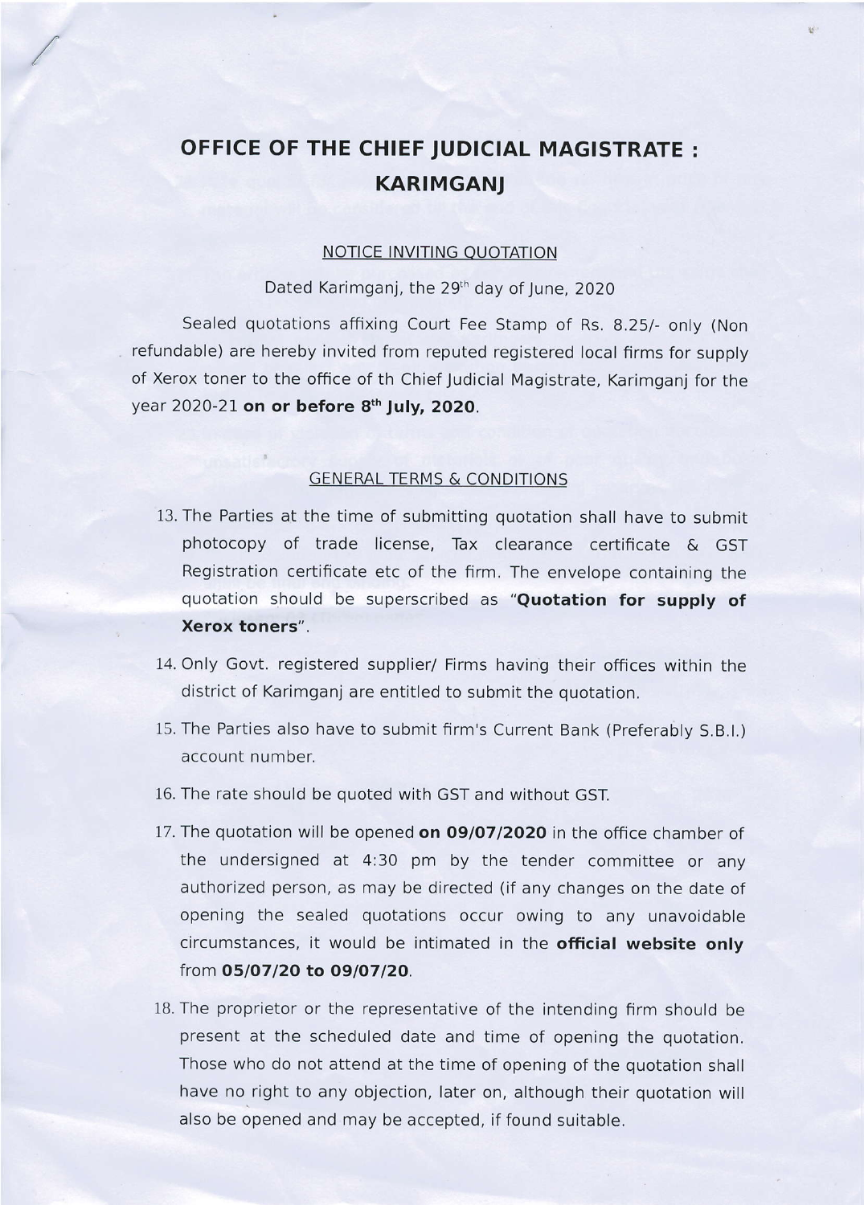# OFFICE OF THE CHIEF JUDICIAL MAGISTRATE : KARIMGANJ

## NOTICE INVITING QUOTATION

Dated Karimganj, the 29th day of June, 2020

Sealed quotations affixing Court Fee Stamp of Rs. 8.25/- only (Non refundable) are hereby invited from reputed registered local firms for supply of Xerox toner to the office of th Chief Judicial Magistrate, Karimganj for the year 2020-21 **on or before 8th July, 2020**.

## GENERAL TERMS & CONDITIONS

13. The Parties at the time of submitting quotation shall have to submit photocopy of trade license, Tax clearance certificate & GST Registration certificate etc of the firm. The envelope containing the quotation should be superscribed as "**Quotation for supply of Xerox toners**".
14. Only Govt. registered supplier/ Firms having their offices within the district of Karimganj are entitled to submit the quotation.
15. The Parties also have to submit firm's Current Bank (Preferably S.B.I.) account number.
16. The rate should be quoted with GST and without GST.
17. The quotation will be opened **on 09/07/2020** in the office chamber of the undersigned at 4:30 pm by the tender committee or any authorized person, as may be directed (if any changes on the date of opening the sealed quotations occur owing to any unavoidable circumstances, it would be intimated in the **official website only** from **05/07/20 to 09/07/20**.
18. The proprietor or the representative of the intending firm should be present at the scheduled date and time of opening the quotation. Those who do not attend at the time of opening of the quotation shall have no right to any objection, later on, although their quotation will also be opened and may be accepted, if found suitable.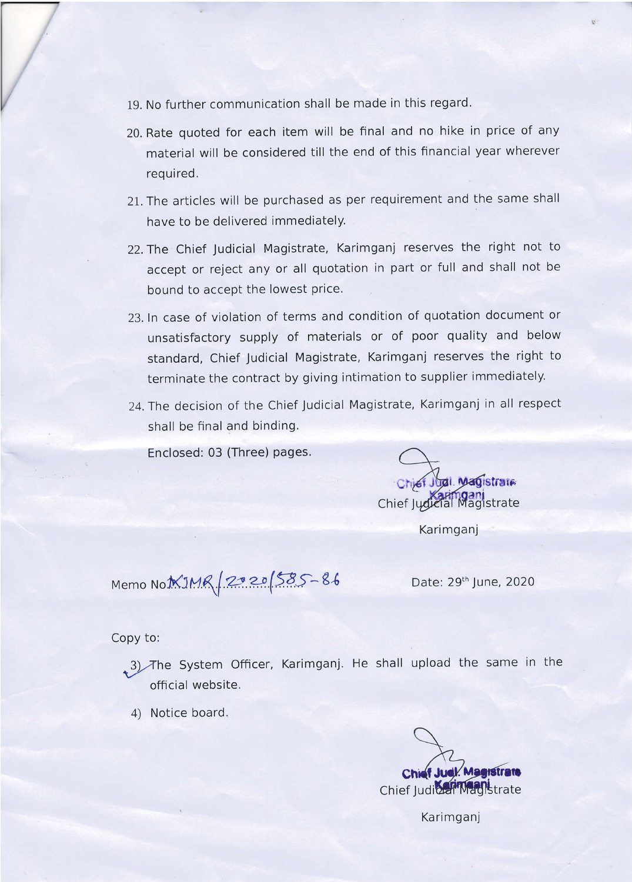19. No further communication shall be made in this regard.
20. Rate quoted for each item will be final and no hike in price of any material will be considered till the end of this financial year wherever required.
21. The articles will be purchased as per requirement and the same shall have to be delivered immediately.
22. The Chief Judicial Magistrate, Karimganj reserves the right not to accept or reject any or all quotation in part or full and shall not be bound to accept the lowest price.
23. In case of violation of terms and condition of quotation document or unsatisfactory supply of materials or of poor quality and below standard, Chief Judicial Magistrate, Karimganj reserves the right to terminate the contract by giving intimation to supplier immediately.
24. The decision of the Chief Judicial Magistrate, Karimganj in all respect shall be final and binding.

Enclosed: 03 (Three) pages.

Chief Judl. Magistrate Karimganj

Chief Judicial Magistrate

Karimganj

Memo No. KJMR/2020/585-86

Date: 29th June, 2020

Copy to:

3) The System Officer, Karimganj. He shall upload the same in the official website.

4) Notice board.

Chief Judl. Magistrate Karimganj

Chief Judicial Magistrate

Karimganj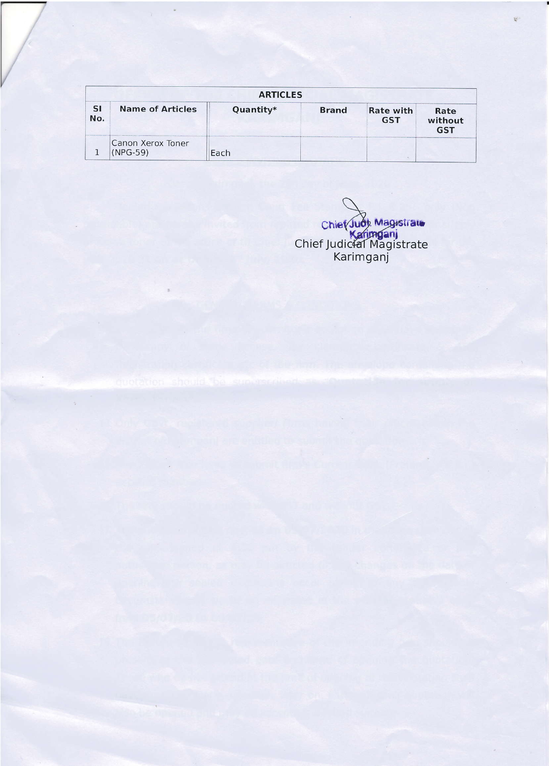| ARTICLES | | | | | |
|---|---|---|---|---|---|
| Sl No. | Name of Articles | Quantity* | Brand | Rate with GST | Rate without GST |
| 1 | Canon Xerox Toner (NPG-59) | Each | | | |

Chief Judicial Magistrate
Karimganj

Chief Judicial Magistrate
Karimganj